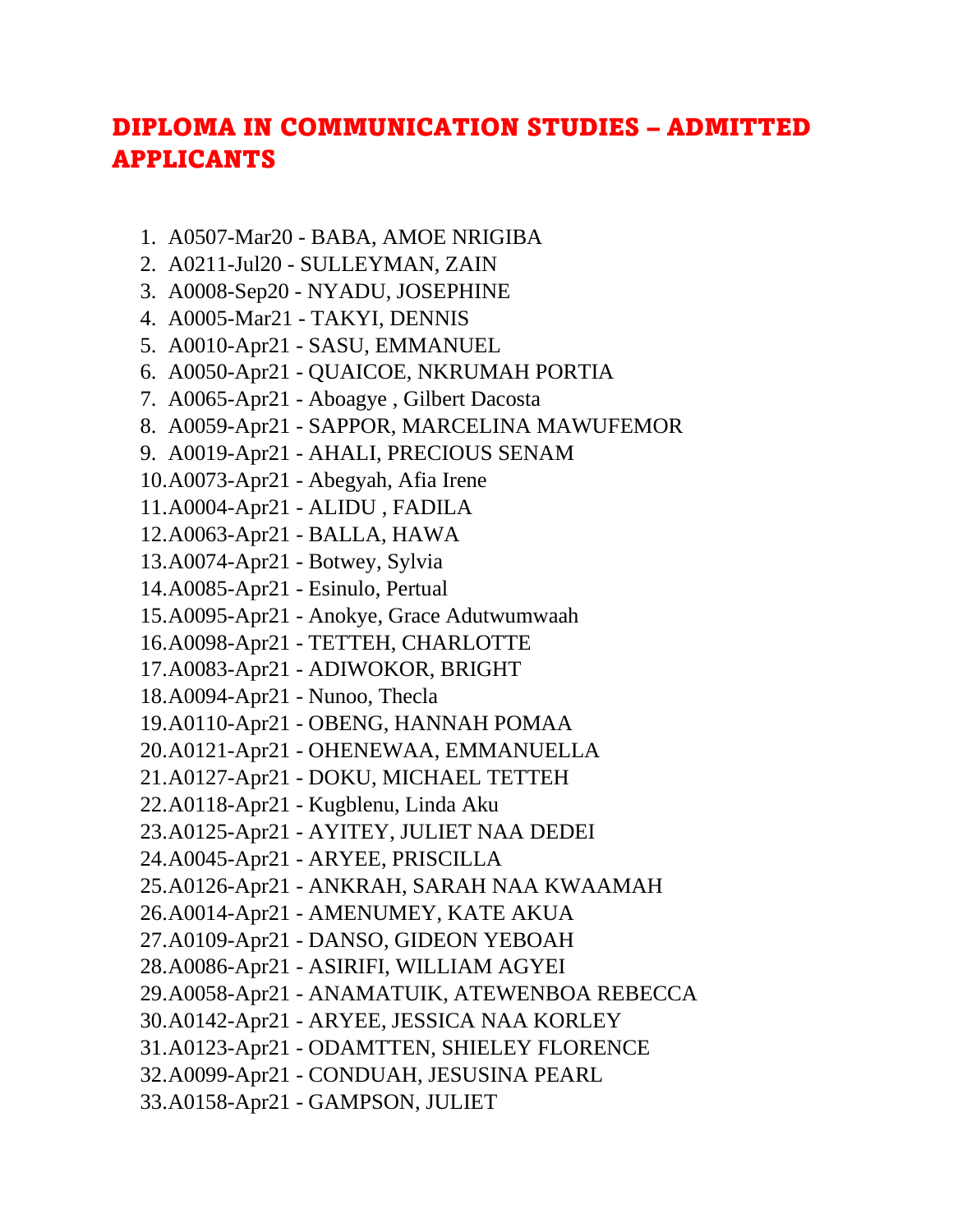# DIPLOMA IN COMMUNICATION STUDIES – ADMITTED APPLICANTS

1. A0507-Mar20 - BABA, AMOE NRIGIBA
2. A0211-Jul20 - SULLEYMAN, ZAIN
3. A0008-Sep20 - NYADU, JOSEPHINE
4. A0005-Mar21 - TAKYI, DENNIS
5. A0010-Apr21 - SASU, EMMANUEL
6. A0050-Apr21 - QUAICOE, NKRUMAH PORTIA
7. A0065-Apr21 - Aboagye , Gilbert Dacosta
8. A0059-Apr21 - SAPPOR, MARCELINA MAWUFEMOR
9. A0019-Apr21 - AHALI, PRECIOUS SENAM
10. A0073-Apr21 - Abegyah, Afia Irene
11. A0004-Apr21 - ALIDU , FADILA
12. A0063-Apr21 - BALLA, HAWA
13. A0074-Apr21 - Botwey, Sylvia
14. A0085-Apr21 - Esinulo, Pertual
15. A0095-Apr21 - Anokye, Grace Adutwumwaah
16. A0098-Apr21 - TETTEH, CHARLOTTE
17. A0083-Apr21 - ADIWOKOR, BRIGHT
18. A0094-Apr21 - Nunoo, Thecla
19. A0110-Apr21 - OBENG, HANNAH POMAA
20. A0121-Apr21 - OHENEWAA, EMMANUELLA
21. A0127-Apr21 - DOKU, MICHAEL TETTEH
22. A0118-Apr21 - Kugblenu, Linda Aku
23. A0125-Apr21 - AYITEY, JULIET NAA DEDEI
24. A0045-Apr21 - ARYEE, PRISCILLA
25. A0126-Apr21 - ANKRAH, SARAH NAA KWAAMAH
26. A0014-Apr21 - AMENUMEY, KATE AKUA
27. A0109-Apr21 - DANSO, GIDEON YEBOAH
28. A0086-Apr21 - ASIRIFI, WILLIAM AGYEI
29. A0058-Apr21 - ANAMATUIK, ATEWENBOA REBECCA
30. A0142-Apr21 - ARYEE, JESSICA NAA KORLEY
31. A0123-Apr21 - ODAMTTEN, SHIELEY FLORENCE
32. A0099-Apr21 - CONDUAH, JESUSINA PEARL
33. A0158-Apr21 - GAMPSON, JULIET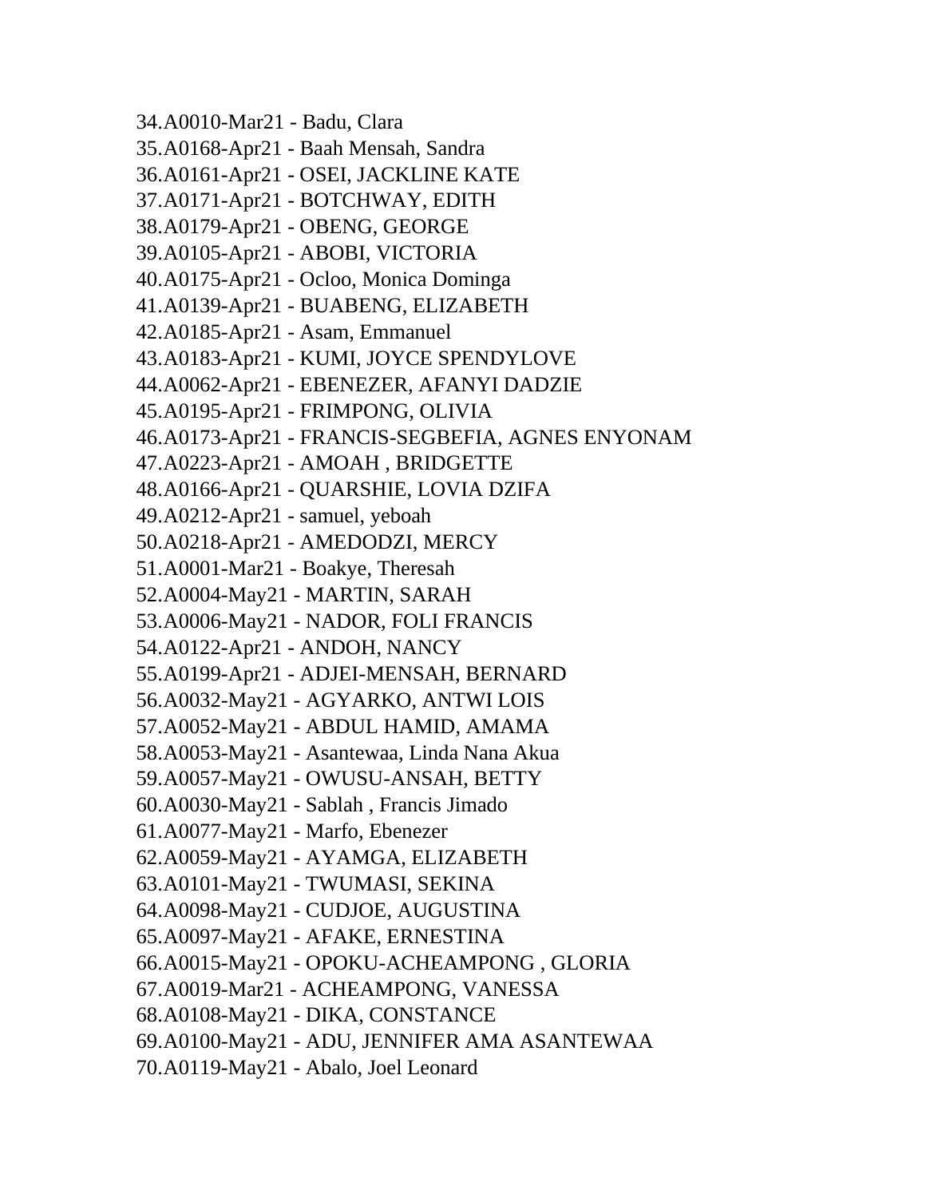34.A0010-Mar21 - Badu, Clara
35.A0168-Apr21 - Baah Mensah, Sandra
36.A0161-Apr21 - OSEI, JACKLINE KATE
37.A0171-Apr21 - BOTCHWAY, EDITH
38.A0179-Apr21 - OBENG, GEORGE
39.A0105-Apr21 - ABOBI, VICTORIA
40.A0175-Apr21 - Ocloo, Monica Dominga
41.A0139-Apr21 - BUABENG, ELIZABETH
42.A0185-Apr21 - Asam, Emmanuel
43.A0183-Apr21 - KUMI, JOYCE SPENDYLOVE
44.A0062-Apr21 - EBENEZER, AFANYI DADZIE
45.A0195-Apr21 - FRIMPONG, OLIVIA
46.A0173-Apr21 - FRANCIS-SEGBEFIA, AGNES ENYONAM
47.A0223-Apr21 - AMOAH , BRIDGETTE
48.A0166-Apr21 - QUARSHIE, LOVIA DZIFA
49.A0212-Apr21 - samuel, yeboah
50.A0218-Apr21 - AMEDODZI, MERCY
51.A0001-Mar21 - Boakye, Theresah
52.A0004-May21 - MARTIN, SARAH
53.A0006-May21 - NADOR, FOLI FRANCIS
54.A0122-Apr21 - ANDOH, NANCY
55.A0199-Apr21 - ADJEI-MENSAH, BERNARD
56.A0032-May21 - AGYARKO, ANTWI LOIS
57.A0052-May21 - ABDUL HAMID, AMAMA
58.A0053-May21 - Asantewaa, Linda Nana Akua
59.A0057-May21 - OWUSU-ANSAH, BETTY
60.A0030-May21 - Sablah , Francis Jimado
61.A0077-May21 - Marfo, Ebenezer
62.A0059-May21 - AYAMGA, ELIZABETH
63.A0101-May21 - TWUMASI, SEKINA
64.A0098-May21 - CUDJOE, AUGUSTINA
65.A0097-May21 - AFAKE, ERNESTINA
66.A0015-May21 - OPOKU-ACHEAMPONG , GLORIA
67.A0019-Mar21 - ACHEAMPONG, VANESSA
68.A0108-May21 - DIKA, CONSTANCE
69.A0100-May21 - ADU, JENNIFER AMA ASANTEWAA
70.A0119-May21 - Abalo, Joel Leonard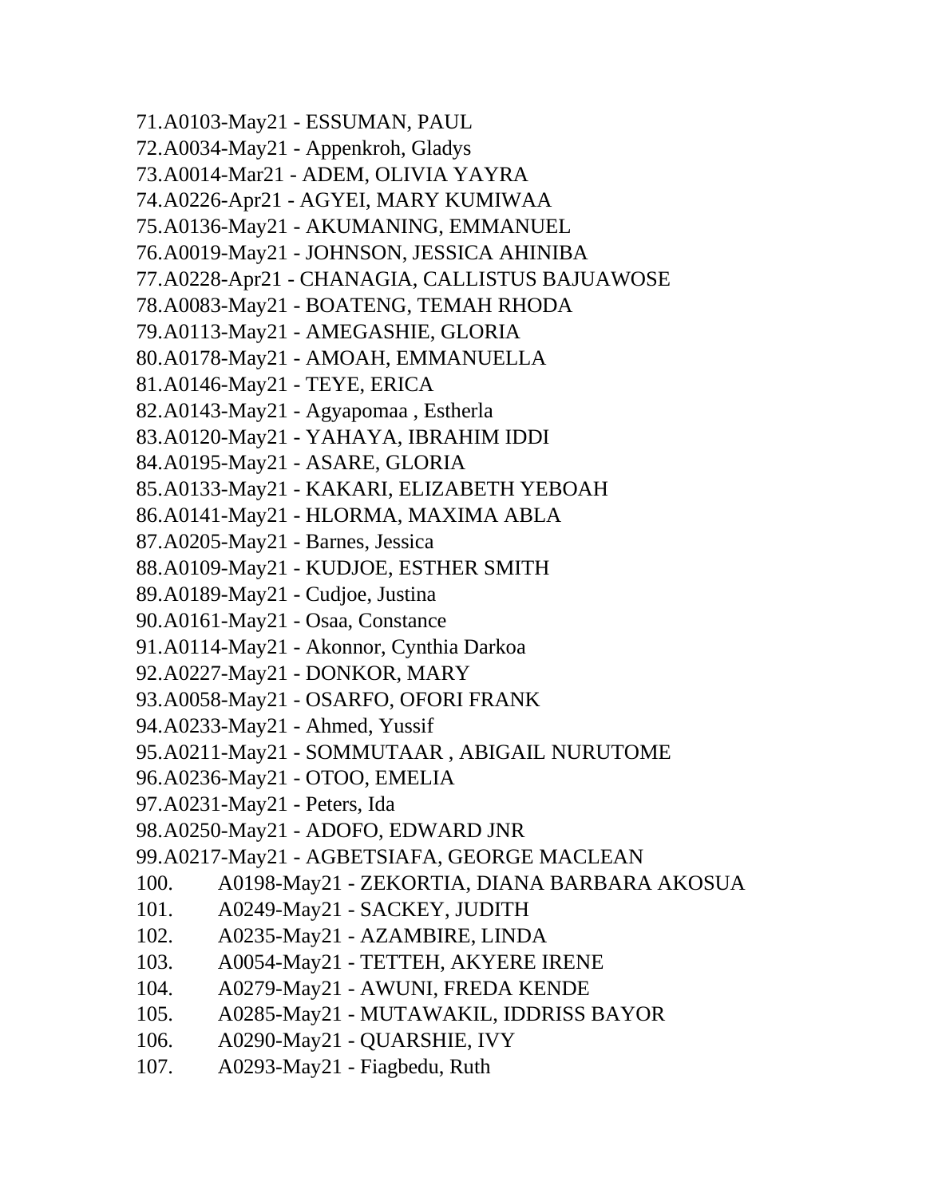71. A0103-May21 - ESSUMAN, PAUL
72. A0034-May21 - Appenkroh, Gladys
73. A0014-Mar21 - ADEM, OLIVIA YAYRA
74. A0226-Apr21 - AGYEI, MARY KUMIWAA
75. A0136-May21 - AKUMANING, EMMANUEL
76. A0019-May21 - JOHNSON, JESSICA AHINIBA
77. A0228-Apr21 - CHANAGIA, CALLISTUS BAJUAWOSE
78. A0083-May21 - BOATENG, TEMAH RHODA
79. A0113-May21 - AMEGASHIE, GLORIA
80. A0178-May21 - AMOAH, EMMANUELLA
81. A0146-May21 - TEYE, ERICA
82. A0143-May21 - Agyapomaa , Estherla
83. A0120-May21 - YAHAYA, IBRAHIM IDDI
84. A0195-May21 - ASARE, GLORIA
85. A0133-May21 - KAKARI, ELIZABETH YEBOAH
86. A0141-May21 - HLORMA, MAXIMA ABLA
87. A0205-May21 - Barnes, Jessica
88. A0109-May21 - KUDJOE, ESTHER SMITH
89. A0189-May21 - Cudjoe, Justina
90. A0161-May21 - Osaa, Constance
91. A0114-May21 - Akonnor, Cynthia Darkoa
92. A0227-May21 - DONKOR, MARY
93. A0058-May21 - OSARFO, OFORI FRANK
94. A0233-May21 - Ahmed, Yussif
95. A0211-May21 - SOMMUTAAR , ABIGAIL NURUTOME
96. A0236-May21 - OTOO, EMELIA
97. A0231-May21 - Peters, Ida
98. A0250-May21 - ADOFO, EDWARD JNR
99. A0217-May21 - AGBETSIAFA, GEORGE MACLEAN
100. A0198-May21 - ZEKORTIA, DIANA BARBARA AKOSUA
101. A0249-May21 - SACKEY, JUDITH
102. A0235-May21 - AZAMBIRE, LINDA
103. A0054-May21 - TETTEH, AKYERE IRENE
104. A0279-May21 - AWUNI, FREDA KENDE
105. A0285-May21 - MUTAWAKIL, IDDRISS BAYOR
106. A0290-May21 - QUARSHIE, IVY
107. A0293-May21 - Fiagbedu, Ruth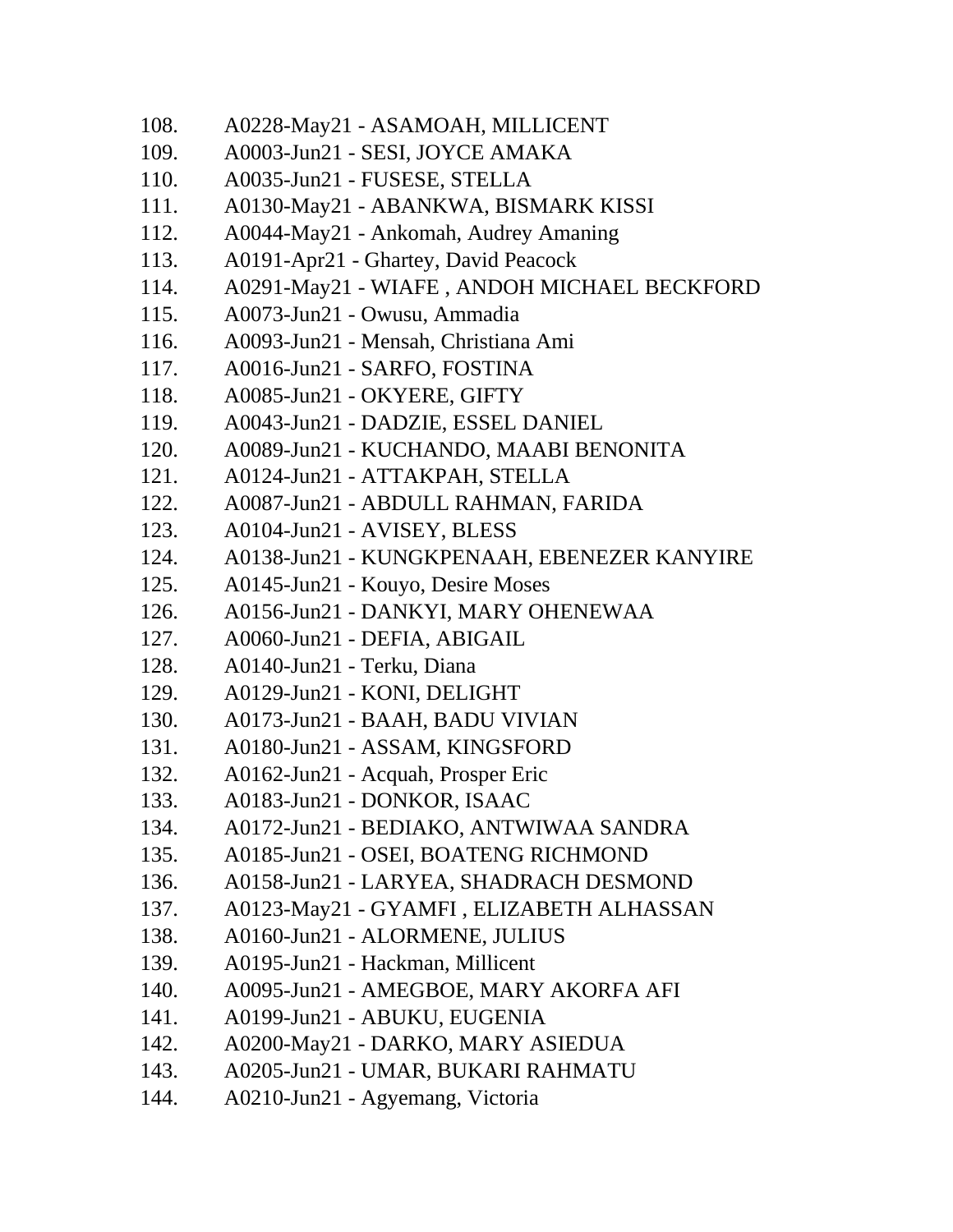108. A0228-May21 - ASAMOAH, MILLICENT
109. A0003-Jun21 - SESI, JOYCE AMAKA
110. A0035-Jun21 - FUSESE, STELLA
111. A0130-May21 - ABANKWA, BISMARK KISSI
112. A0044-May21 - Ankomah, Audrey Amaning
113. A0191-Apr21 - Ghartey, David Peacock
114. A0291-May21 - WIAFE , ANDOH MICHAEL BECKFORD
115. A0073-Jun21 - Owusu, Ammadia
116. A0093-Jun21 - Mensah, Christiana Ami
117. A0016-Jun21 - SARFO, FOSTINA
118. A0085-Jun21 - OKYERE, GIFTY
119. A0043-Jun21 - DADZIE, ESSEL DANIEL
120. A0089-Jun21 - KUCHANDO, MAABI BENONITA
121. A0124-Jun21 - ATTAKPAH, STELLA
122. A0087-Jun21 - ABDULL RAHMAN, FARIDA
123. A0104-Jun21 - AVISEY, BLESS
124. A0138-Jun21 - KUNGKPENAAH, EBENEZER KANYIRE
125. A0145-Jun21 - Kouyo, Desire Moses
126. A0156-Jun21 - DANKYI, MARY OHENEWAA
127. A0060-Jun21 - DEFIA, ABIGAIL
128. A0140-Jun21 - Terku, Diana
129. A0129-Jun21 - KONI, DELIGHT
130. A0173-Jun21 - BAAH, BADU VIVIAN
131. A0180-Jun21 - ASSAM, KINGSFORD
132. A0162-Jun21 - Acquah, Prosper Eric
133. A0183-Jun21 - DONKOR, ISAAC
134. A0172-Jun21 - BEDIAKO, ANTWIWAA SANDRA
135. A0185-Jun21 - OSEI, BOATENG RICHMOND
136. A0158-Jun21 - LARYEA, SHADRACH DESMOND
137. A0123-May21 - GYAMFI , ELIZABETH ALHASSAN
138. A0160-Jun21 - ALORMENE, JULIUS
139. A0195-Jun21 - Hackman, Millicent
140. A0095-Jun21 - AMEGBOE, MARY AKORFA AFI
141. A0199-Jun21 - ABUKU, EUGENIA
142. A0200-May21 - DARKO, MARY ASIEDUA
143. A0205-Jun21 - UMAR, BUKARI RAHMATU
144. A0210-Jun21 - Agyemang, Victoria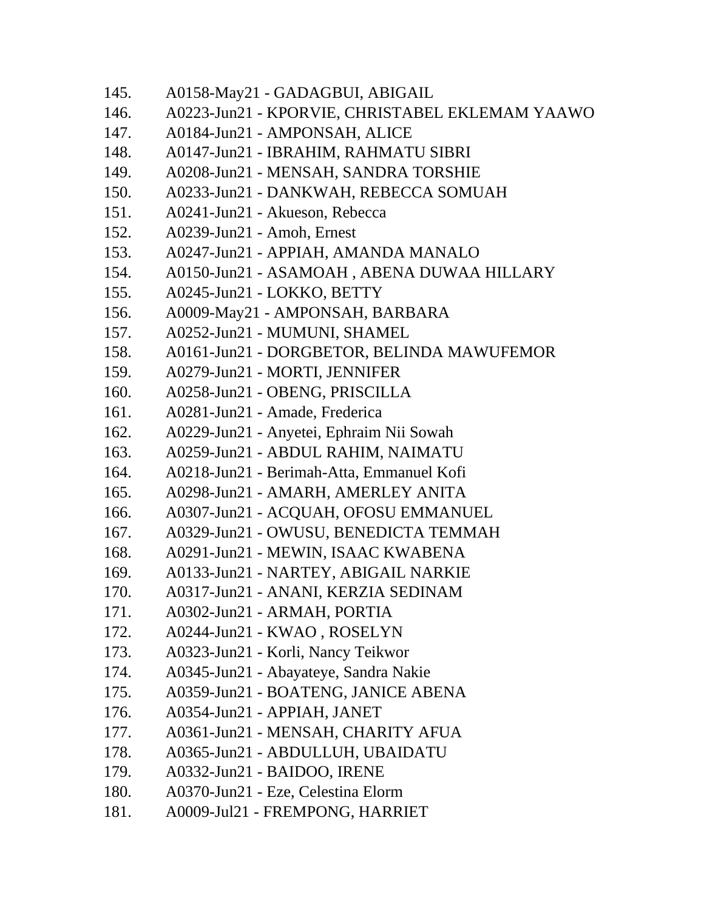145. A0158-May21 - GADAGBUI, ABIGAIL
146. A0223-Jun21 - KPORVIE, CHRISTABEL EKLEMAM YAAWO
147. A0184-Jun21 - AMPONSAH, ALICE
148. A0147-Jun21 - IBRAHIM, RAHMATU SIBRI
149. A0208-Jun21 - MENSAH, SANDRA TORSHIE
150. A0233-Jun21 - DANKWAH, REBECCA SOMUAH
151. A0241-Jun21 - Akueson, Rebecca
152. A0239-Jun21 - Amoh, Ernest
153. A0247-Jun21 - APPIAH, AMANDA MANALO
154. A0150-Jun21 - ASAMOAH , ABENA DUWAA HILLARY
155. A0245-Jun21 - LOKKO, BETTY
156. A0009-May21 - AMPONSAH, BARBARA
157. A0252-Jun21 - MUMUNI, SHAMEL
158. A0161-Jun21 - DORGBETOR, BELINDA MAWUFEMOR
159. A0279-Jun21 - MORTI, JENNIFER
160. A0258-Jun21 - OBENG, PRISCILLA
161. A0281-Jun21 - Amade, Frederica
162. A0229-Jun21 - Anyetei, Ephraim Nii Sowah
163. A0259-Jun21 - ABDUL RAHIM, NAIMATU
164. A0218-Jun21 - Berimah-Atta, Emmanuel Kofi
165. A0298-Jun21 - AMARH, AMERLEY ANITA
166. A0307-Jun21 - ACQUAH, OFOSU EMMANUEL
167. A0329-Jun21 - OWUSU, BENEDICTA TEMMAH
168. A0291-Jun21 - MEWIN, ISAAC KWABENA
169. A0133-Jun21 - NARTEY, ABIGAIL NARKIE
170. A0317-Jun21 - ANANI, KERZIA SEDINAM
171. A0302-Jun21 - ARMAH, PORTIA
172. A0244-Jun21 - KWAO , ROSELYN
173. A0323-Jun21 - Korli, Nancy Teikwor
174. A0345-Jun21 - Abayateye, Sandra Nakie
175. A0359-Jun21 - BOATENG, JANICE ABENA
176. A0354-Jun21 - APPIAH, JANET
177. A0361-Jun21 - MENSAH, CHARITY AFUA
178. A0365-Jun21 - ABDULLUH, UBAIDATU
179. A0332-Jun21 - BAIDOO, IRENE
180. A0370-Jun21 - Eze, Celestina Elorm
181. A0009-Jul21 - FREMPONG, HARRIET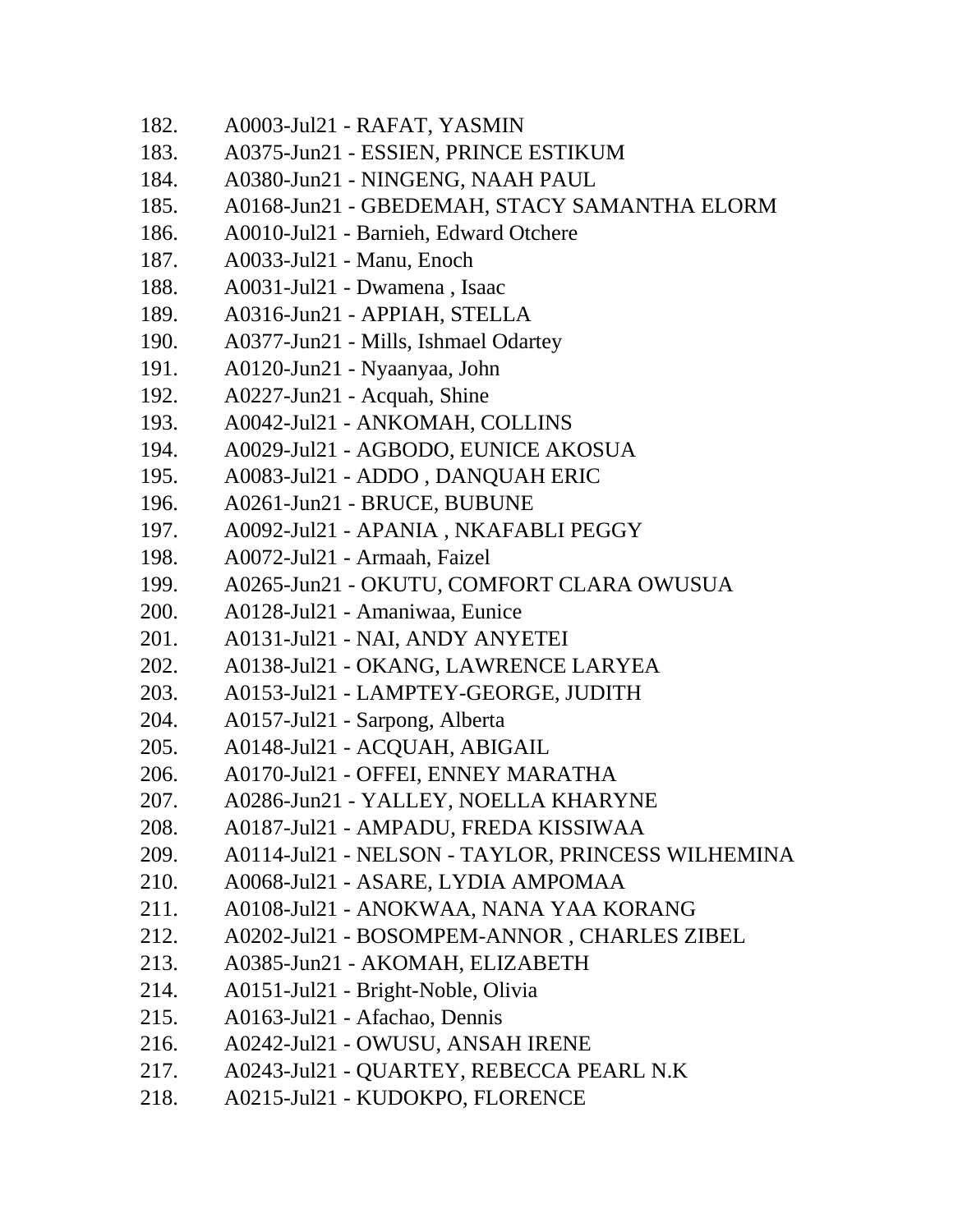182. A0003-Jul21 - RAFAT, YASMIN
183. A0375-Jun21 - ESSIEN, PRINCE ESTIKUM
184. A0380-Jun21 - NINGENG, NAAH PAUL
185. A0168-Jun21 - GBEDEMAH, STACY SAMANTHA ELORM
186. A0010-Jul21 - Barnieh, Edward Otchere
187. A0033-Jul21 - Manu, Enoch
188. A0031-Jul21 - Dwamena , Isaac
189. A0316-Jun21 - APPIAH, STELLA
190. A0377-Jun21 - Mills, Ishmael Odartey
191. A0120-Jun21 - Nyaanyaa, John
192. A0227-Jun21 - Acquah, Shine
193. A0042-Jul21 - ANKOMAH, COLLINS
194. A0029-Jul21 - AGBODO, EUNICE AKOSUA
195. A0083-Jul21 - ADDO , DANQUAH ERIC
196. A0261-Jun21 - BRUCE, BUBUNE
197. A0092-Jul21 - APANIA , NKAFABLI PEGGY
198. A0072-Jul21 - Armaah, Faizel
199. A0265-Jun21 - OKUTU, COMFORT CLARA OWUSUA
200. A0128-Jul21 - Amaniwaa, Eunice
201. A0131-Jul21 - NAI, ANDY ANYETEI
202. A0138-Jul21 - OKANG, LAWRENCE LARYEA
203. A0153-Jul21 - LAMPTEY-GEORGE, JUDITH
204. A0157-Jul21 - Sarpong, Alberta
205. A0148-Jul21 - ACQUAH, ABIGAIL
206. A0170-Jul21 - OFFEI, ENNEY MARATHA
207. A0286-Jun21 - YALLEY, NOELLA KHARYNE
208. A0187-Jul21 - AMPADU, FREDA KISSIWAA
209. A0114-Jul21 - NELSON - TAYLOR, PRINCESS WILHEMINA
210. A0068-Jul21 - ASARE, LYDIA AMPOMAA
211. A0108-Jul21 - ANOKWAA, NANA YAA KORANG
212. A0202-Jul21 - BOSOMPEM-ANNOR , CHARLES ZIBEL
213. A0385-Jun21 - AKOMAH, ELIZABETH
214. A0151-Jul21 - Bright-Noble, Olivia
215. A0163-Jul21 - Afachao, Dennis
216. A0242-Jul21 - OWUSU, ANSAH IRENE
217. A0243-Jul21 - QUARTEY, REBECCA PEARL N.K
218. A0215-Jul21 - KUDOKPO, FLORENCE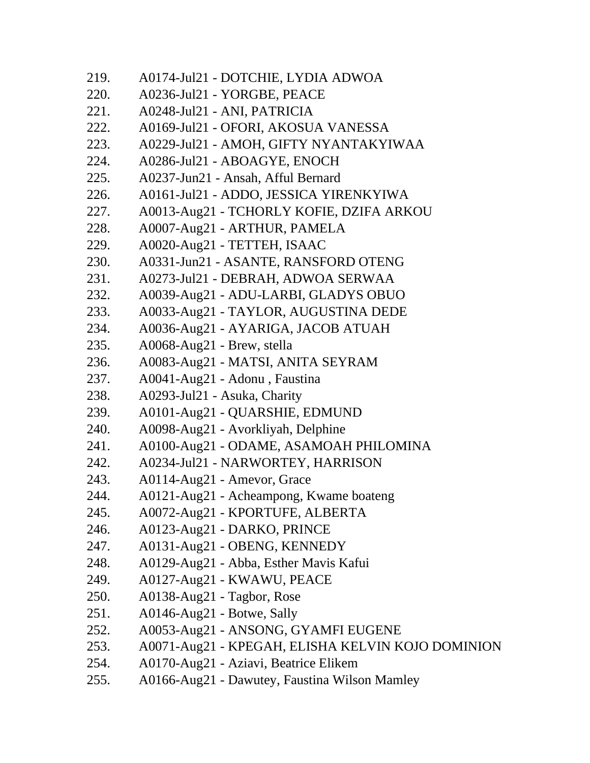219. A0174-Jul21 - DOTCHIE, LYDIA ADWOA
220. A0236-Jul21 - YORGBE, PEACE
221. A0248-Jul21 - ANI, PATRICIA
222. A0169-Jul21 - OFORI, AKOSUA VANESSA
223. A0229-Jul21 - AMOH, GIFTY NYANTAKYIWAA
224. A0286-Jul21 - ABOAGYE, ENOCH
225. A0237-Jun21 - Ansah, Afful Bernard
226. A0161-Jul21 - ADDO, JESSICA YIRENKYIWA
227. A0013-Aug21 - TCHORLY KOFIE, DZIFA ARKOU
228. A0007-Aug21 - ARTHUR, PAMELA
229. A0020-Aug21 - TETTEH, ISAAC
230. A0331-Jun21 - ASANTE, RANSFORD OTENG
231. A0273-Jul21 - DEBRAH, ADWOA SERWAA
232. A0039-Aug21 - ADU-LARBI, GLADYS OBUO
233. A0033-Aug21 - TAYLOR, AUGUSTINA DEDE
234. A0036-Aug21 - AYARIGA, JACOB ATUAH
235. A0068-Aug21 - Brew, stella
236. A0083-Aug21 - MATSI, ANITA SEYRAM
237. A0041-Aug21 - Adonu , Faustina
238. A0293-Jul21 - Asuka, Charity
239. A0101-Aug21 - QUARSHIE, EDMUND
240. A0098-Aug21 - Avorkliyah, Delphine
241. A0100-Aug21 - ODAME, ASAMOAH PHILOMINA
242. A0234-Jul21 - NARWORTEY, HARRISON
243. A0114-Aug21 - Amevor, Grace
244. A0121-Aug21 - Acheampong, Kwame boateng
245. A0072-Aug21 - KPORTUFE, ALBERTA
246. A0123-Aug21 - DARKO, PRINCE
247. A0131-Aug21 - OBENG, KENNEDY
248. A0129-Aug21 - Abba, Esther Mavis Kafui
249. A0127-Aug21 - KWAWU, PEACE
250. A0138-Aug21 - Tagbor, Rose
251. A0146-Aug21 - Botwe, Sally
252. A0053-Aug21 - ANSONG, GYAMFI EUGENE
253. A0071-Aug21 - KPEGAH, ELISHA KELVIN KOJO DOMINION
254. A0170-Aug21 - Aziavi, Beatrice Elikem
255. A0166-Aug21 - Dawutey, Faustina Wilson Mamley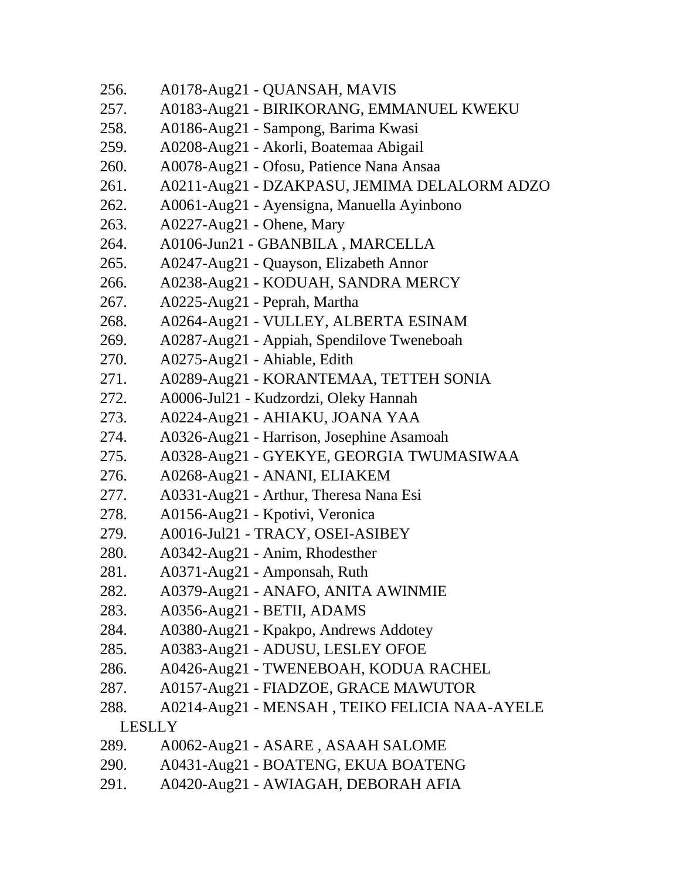256. A0178-Aug21 - QUANSAH, MAVIS
257. A0183-Aug21 - BIRIKORANG, EMMANUEL KWEKU
258. A0186-Aug21 - Sampong, Barima Kwasi
259. A0208-Aug21 - Akorli, Boatemaa Abigail
260. A0078-Aug21 - Ofosu, Patience Nana Ansaa
261. A0211-Aug21 - DZAKPASU, JEMIMA DELALORM ADZO
262. A0061-Aug21 - Ayensigna, Manuella Ayinbono
263. A0227-Aug21 - Ohene, Mary
264. A0106-Jun21 - GBANBILA , MARCELLA
265. A0247-Aug21 - Quayson, Elizabeth Annor
266. A0238-Aug21 - KODUAH, SANDRA MERCY
267. A0225-Aug21 - Peprah, Martha
268. A0264-Aug21 - VULLEY, ALBERTA ESINAM
269. A0287-Aug21 - Appiah, Spendilove Tweneboah
270. A0275-Aug21 - Ahiable, Edith
271. A0289-Aug21 - KORANTEMAA, TETTEH SONIA
272. A0006-Jul21 - Kudzordzi, Oleky Hannah
273. A0224-Aug21 - AHIAKU, JOANA YAA
274. A0326-Aug21 - Harrison, Josephine Asamoah
275. A0328-Aug21 - GYEKYE, GEORGIA TWUMASIWAA
276. A0268-Aug21 - ANANI, ELIAKEM
277. A0331-Aug21 - Arthur, Theresa Nana Esi
278. A0156-Aug21 - Kpotivi, Veronica
279. A0016-Jul21 - TRACY, OSEI-ASIBEY
280. A0342-Aug21 - Anim, Rhodesther
281. A0371-Aug21 - Amponsah, Ruth
282. A0379-Aug21 - ANAFO, ANITA AWINMIE
283. A0356-Aug21 - BETII, ADAMS
284. A0380-Aug21 - Kpakpo, Andrews Addotey
285. A0383-Aug21 - ADUSU, LESLEY OFOE
286. A0426-Aug21 - TWENEBOAH, KODUA RACHEL
287. A0157-Aug21 - FIADZOE, GRACE MAWUTOR
288. A0214-Aug21 - MENSAH , TEIKO FELICIA NAA-AYELE LESLLY
289. A0062-Aug21 - ASARE , ASAAH SALOME
290. A0431-Aug21 - BOATENG, EKUA BOATENG
291. A0420-Aug21 - AWIAGAH, DEBORAH AFIA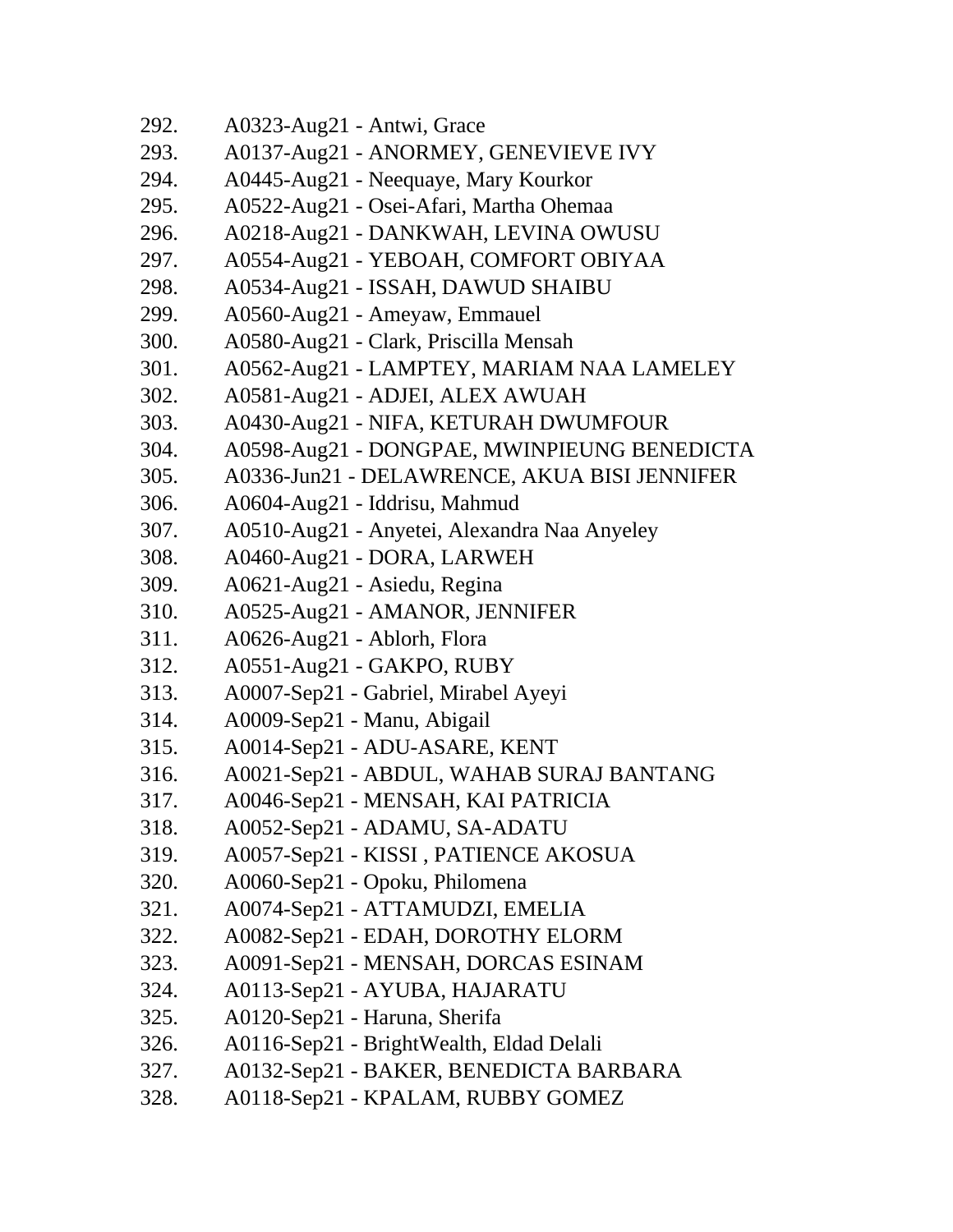292. A0323-Aug21 - Antwi, Grace
293. A0137-Aug21 - ANORMEY, GENEVIEVE IVY
294. A0445-Aug21 - Neequaye, Mary Kourkor
295. A0522-Aug21 - Osei-Afari, Martha Ohemaa
296. A0218-Aug21 - DANKWAH, LEVINA OWUSU
297. A0554-Aug21 - YEBOAH, COMFORT OBIYAA
298. A0534-Aug21 - ISSAH, DAWUD SHAIBU
299. A0560-Aug21 - Ameyaw, Emmauel
300. A0580-Aug21 - Clark, Priscilla Mensah
301. A0562-Aug21 - LAMPTEY, MARIAM NAA LAMELEY
302. A0581-Aug21 - ADJEI, ALEX AWUAH
303. A0430-Aug21 - NIFA, KETURAH DWUMFOUR
304. A0598-Aug21 - DONGPAE, MWINPIEUNG BENEDICTA
305. A0336-Jun21 - DELAWRENCE, AKUA BISI JENNIFER
306. A0604-Aug21 - Iddrisu, Mahmud
307. A0510-Aug21 - Anyetei, Alexandra Naa Anyeley
308. A0460-Aug21 - DORA, LARWEH
309. A0621-Aug21 - Asiedu, Regina
310. A0525-Aug21 - AMANOR, JENNIFER
311. A0626-Aug21 - Ablorh, Flora
312. A0551-Aug21 - GAKPO, RUBY
313. A0007-Sep21 - Gabriel, Mirabel Ayeyi
314. A0009-Sep21 - Manu, Abigail
315. A0014-Sep21 - ADU-ASARE, KENT
316. A0021-Sep21 - ABDUL, WAHAB SURAJ BANTANG
317. A0046-Sep21 - MENSAH, KAI PATRICIA
318. A0052-Sep21 - ADAMU, SA-ADATU
319. A0057-Sep21 - KISSI , PATIENCE AKOSUA
320. A0060-Sep21 - Opoku, Philomena
321. A0074-Sep21 - ATTAMUDZI, EMELIA
322. A0082-Sep21 - EDAH, DOROTHY ELORM
323. A0091-Sep21 - MENSAH, DORCAS ESINAM
324. A0113-Sep21 - AYUBA, HAJARATU
325. A0120-Sep21 - Haruna, Sherifa
326. A0116-Sep21 - BrightWealth, Eldad Delali
327. A0132-Sep21 - BAKER, BENEDICTA BARBARA
328. A0118-Sep21 - KPALAM, RUBBY GOMEZ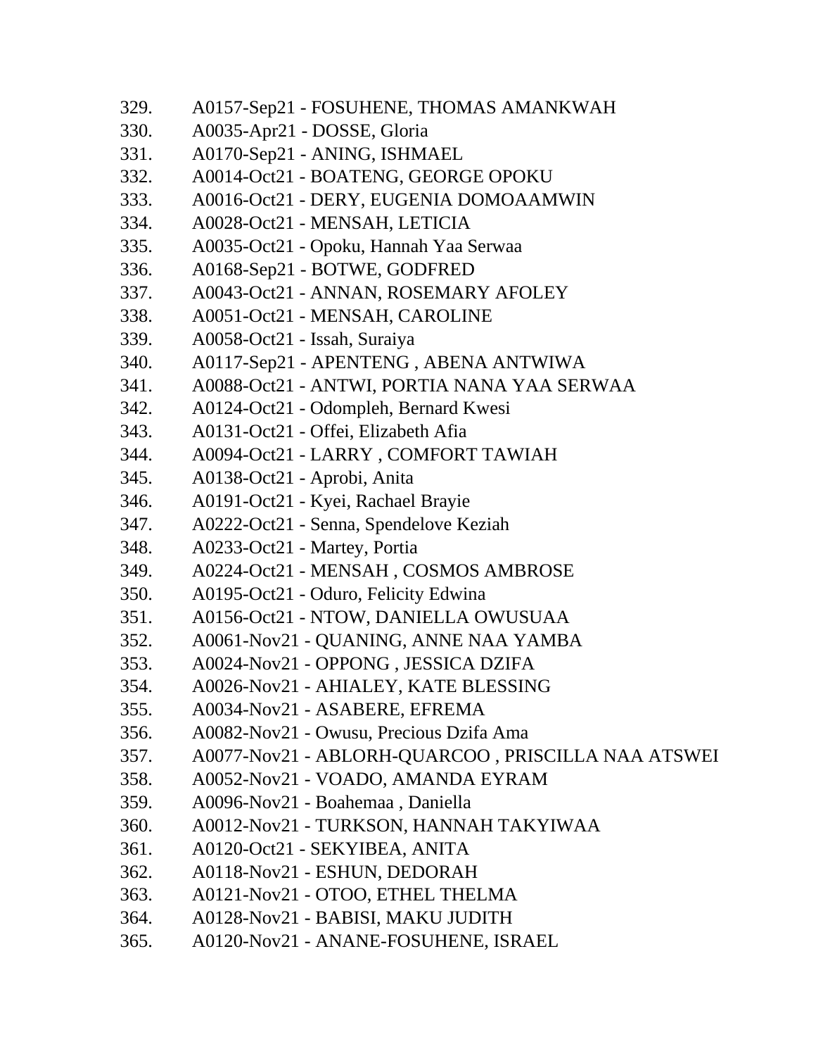329. A0157-Sep21 - FOSUHENE, THOMAS AMANKWAH
330. A0035-Apr21 - DOSSE, Gloria
331. A0170-Sep21 - ANING, ISHMAEL
332. A0014-Oct21 - BOATENG, GEORGE OPOKU
333. A0016-Oct21 - DERY, EUGENIA DOMOAAMWIN
334. A0028-Oct21 - MENSAH, LETICIA
335. A0035-Oct21 - Opoku, Hannah Yaa Serwaa
336. A0168-Sep21 - BOTWE, GODFRED
337. A0043-Oct21 - ANNAN, ROSEMARY AFOLEY
338. A0051-Oct21 - MENSAH, CAROLINE
339. A0058-Oct21 - Issah, Suraiya
340. A0117-Sep21 - APENTENG , ABENA ANTWIWA
341. A0088-Oct21 - ANTWI, PORTIA NANA YAA SERWAA
342. A0124-Oct21 - Odompleh, Bernard Kwesi
343. A0131-Oct21 - Offei, Elizabeth Afia
344. A0094-Oct21 - LARRY , COMFORT TAWIAH
345. A0138-Oct21 - Aprobi, Anita
346. A0191-Oct21 - Kyei, Rachael Brayie
347. A0222-Oct21 - Senna, Spendelove Keziah
348. A0233-Oct21 - Martey, Portia
349. A0224-Oct21 - MENSAH , COSMOS AMBROSE
350. A0195-Oct21 - Oduro, Felicity Edwina
351. A0156-Oct21 - NTOW, DANIELLA OWUSUAA
352. A0061-Nov21 - QUANING, ANNE NAA YAMBA
353. A0024-Nov21 - OPPONG , JESSICA DZIFA
354. A0026-Nov21 - AHIALEY, KATE BLESSING
355. A0034-Nov21 - ASABERE, EFREMA
356. A0082-Nov21 - Owusu, Precious Dzifa Ama
357. A0077-Nov21 - ABLORH-QUARCOO , PRISCILLA NAA ATSWEI
358. A0052-Nov21 - VOADO, AMANDA EYRAM
359. A0096-Nov21 - Boahemaa , Daniella
360. A0012-Nov21 - TURKSON, HANNAH TAKYIWAA
361. A0120-Oct21 - SEKYIBEA, ANITA
362. A0118-Nov21 - ESHUN, DEDORAH
363. A0121-Nov21 - OTOO, ETHEL THELMA
364. A0128-Nov21 - BABISI, MAKU JUDITH
365. A0120-Nov21 - ANANE-FOSUHENE, ISRAEL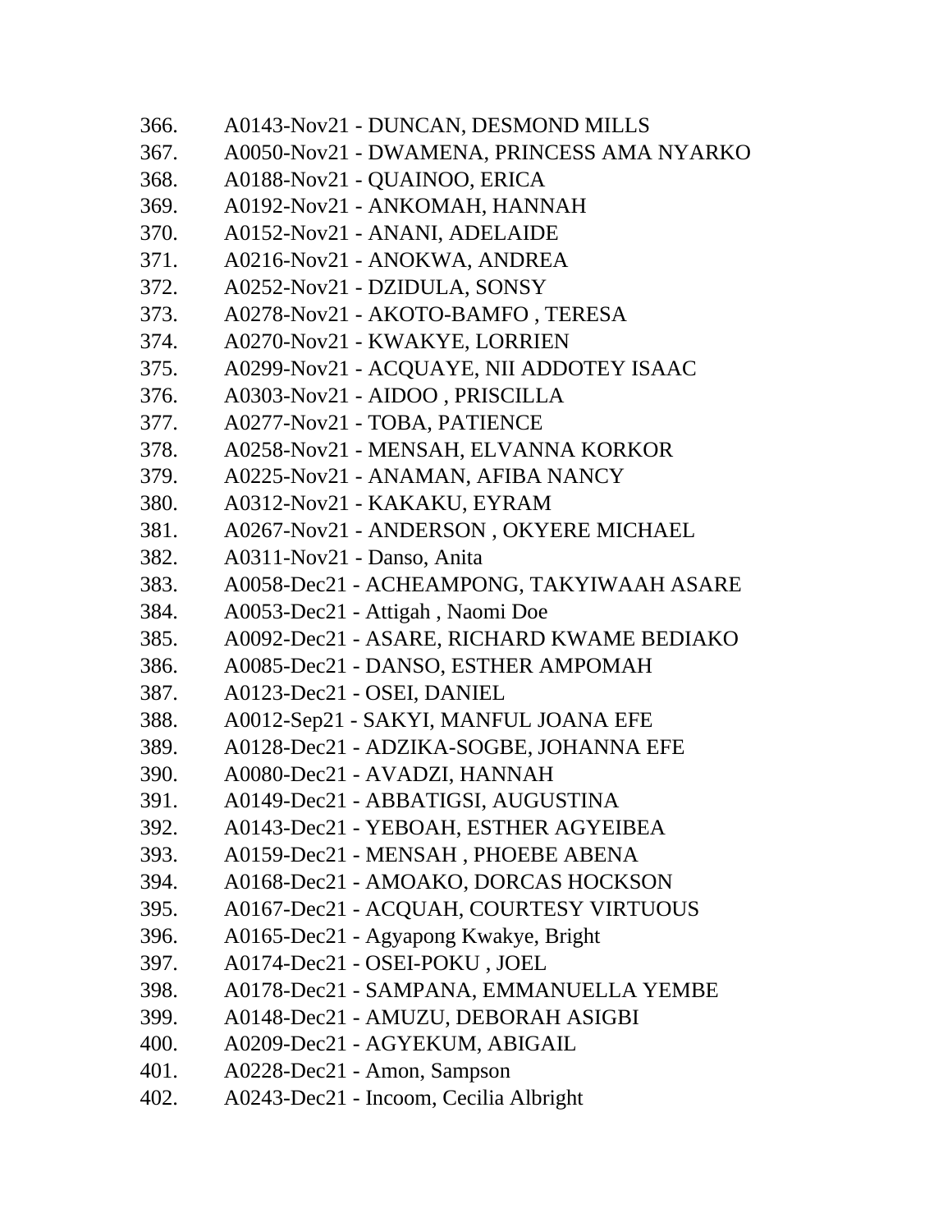366. A0143-Nov21 - DUNCAN, DESMOND MILLS
367. A0050-Nov21 - DWAMENA, PRINCESS AMA NYARKO
368. A0188-Nov21 - QUAINOO, ERICA
369. A0192-Nov21 - ANKOMAH, HANNAH
370. A0152-Nov21 - ANANI, ADELAIDE
371. A0216-Nov21 - ANOKWA, ANDREA
372. A0252-Nov21 - DZIDULA, SONSY
373. A0278-Nov21 - AKOTO-BAMFO , TERESA
374. A0270-Nov21 - KWAKYE, LORRIEN
375. A0299-Nov21 - ACQUAYE, NII ADDOTEY ISAAC
376. A0303-Nov21 - AIDOO , PRISCILLA
377. A0277-Nov21 - TOBA, PATIENCE
378. A0258-Nov21 - MENSAH, ELVANNA KORKOR
379. A0225-Nov21 - ANAMAN, AFIBA NANCY
380. A0312-Nov21 - KAKAKU, EYRAM
381. A0267-Nov21 - ANDERSON , OKYERE MICHAEL
382. A0311-Nov21 - Danso, Anita
383. A0058-Dec21 - ACHEAMPONG, TAKYIWAAH ASARE
384. A0053-Dec21 - Attigah , Naomi Doe
385. A0092-Dec21 - ASARE, RICHARD KWAME BEDIAKO
386. A0085-Dec21 - DANSO, ESTHER AMPOMAH
387. A0123-Dec21 - OSEI, DANIEL
388. A0012-Sep21 - SAKYI, MANFUL JOANA EFE
389. A0128-Dec21 - ADZIKA-SOGBE, JOHANNA EFE
390. A0080-Dec21 - AVADZI, HANNAH
391. A0149-Dec21 - ABBATIGSI, AUGUSTINA
392. A0143-Dec21 - YEBOAH, ESTHER AGYEIBEA
393. A0159-Dec21 - MENSAH , PHOEBE ABENA
394. A0168-Dec21 - AMOAKO, DORCAS HOCKSON
395. A0167-Dec21 - ACQUAH, COURTESY VIRTUOUS
396. A0165-Dec21 - Agyapong Kwakye, Bright
397. A0174-Dec21 - OSEI-POKU , JOEL
398. A0178-Dec21 - SAMPANA, EMMANUELLA YEMBE
399. A0148-Dec21 - AMUZU, DEBORAH ASIGBI
400. A0209-Dec21 - AGYEKUM, ABIGAIL
401. A0228-Dec21 - Amon, Sampson
402. A0243-Dec21 - Incoom, Cecilia Albright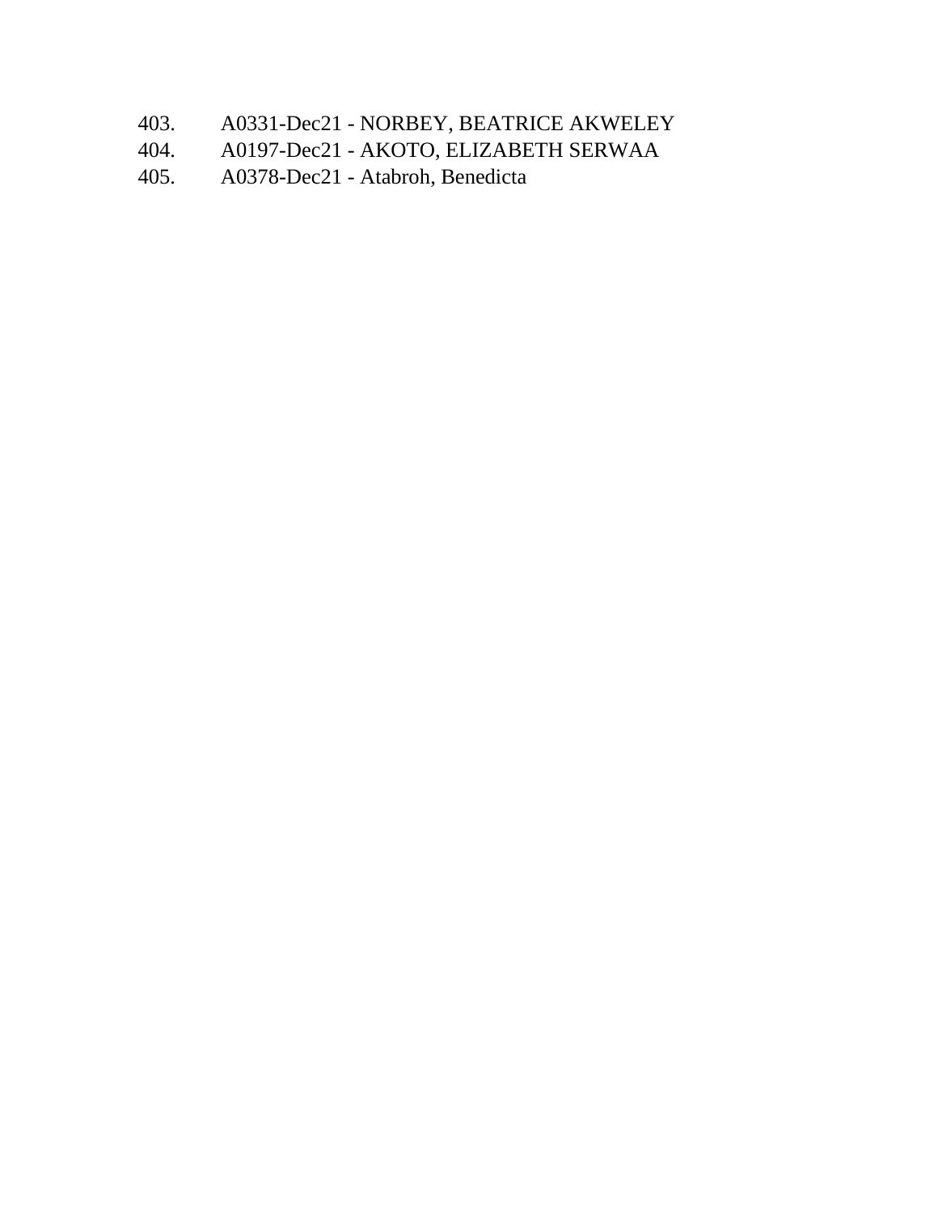403. A0331-Dec21 - NORBEY, BEATRICE AKWELEY
404. A0197-Dec21 - AKOTO, ELIZABETH SERWAA
405. A0378-Dec21 - Atabroh, Benedicta